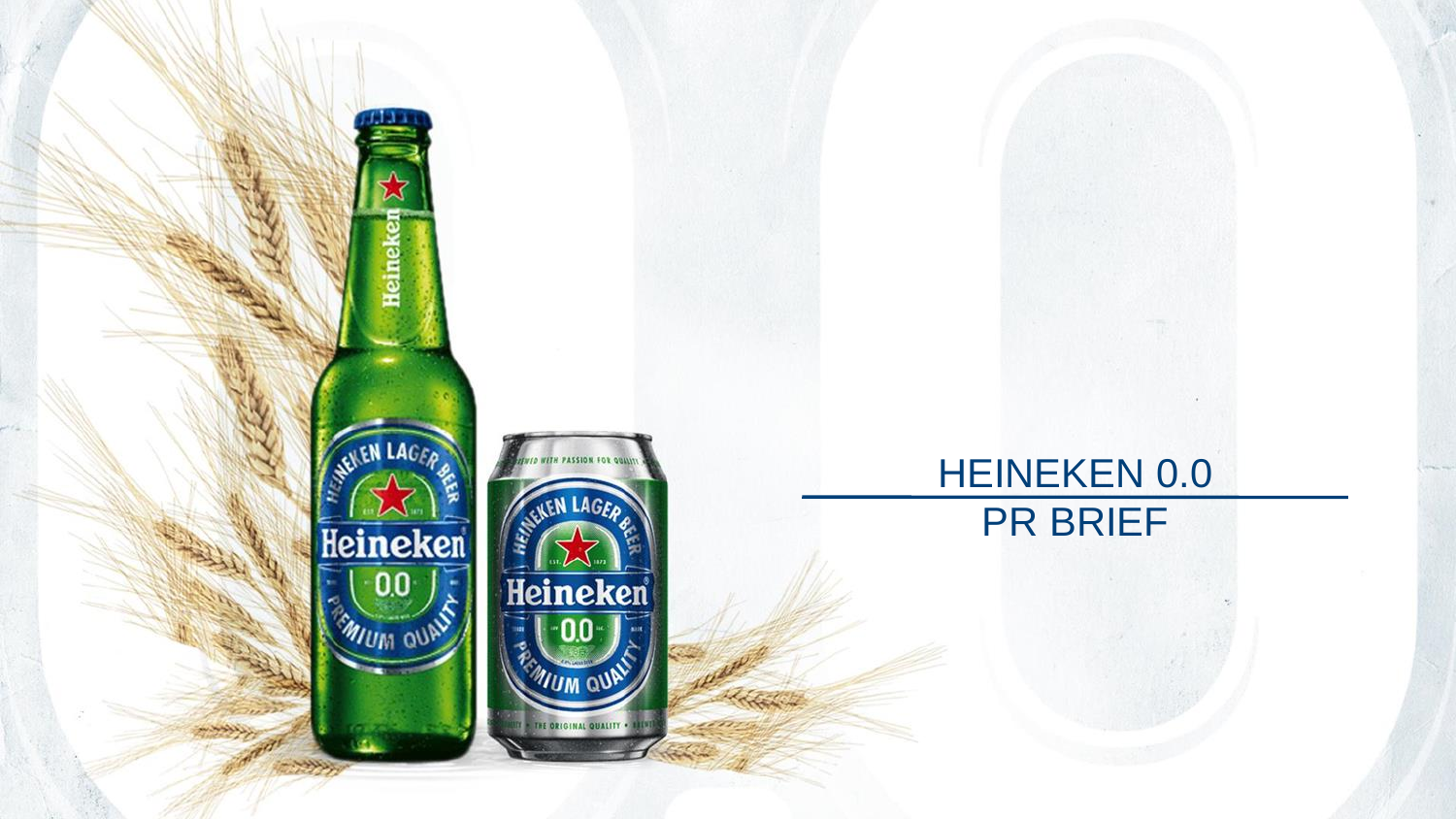# HEINEKEN 0.0

## PR BRIEF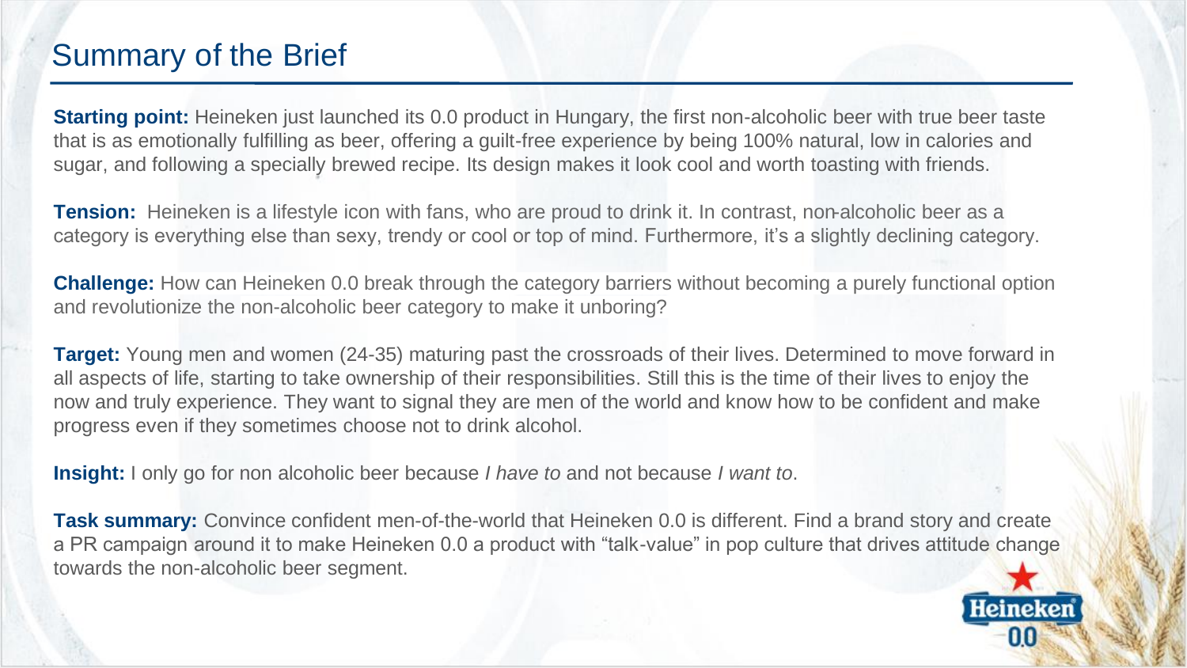# Summary of the Brief

**Starting point:** Heineken just launched its 0.0 product in Hungary, the first non-alcoholic beer with true beer taste that is as emotionally fulfilling as beer, offering a guilt-free experience by being 100% natural, low in calories and sugar, and following a specially brewed recipe. Its design makes it look cool and worth toasting with friends.

**Tension:** Heineken is a lifestyle icon with fans, who are proud to drink it. In contrast, non-alcoholic beer as a category is everything else than sexy, trendy or cool or top of mind. Furthermore, it's a slightly declining category.

**Challenge:** How can Heineken 0.0 break through the category barriers without becoming a purely functional option and revolutionize the non-alcoholic beer category to make it unboring?

**Target:** Young men and women (24-35) maturing past the crossroads of their lives. Determined to move forward in all aspects of life, starting to take ownership of their responsibilities. Still this is the time of their lives to enjoy the now and truly experience. They want to signal they are men of the world and know how to be confident and make progress even if they sometimes choose not to drink alcohol.

**Insight:** I only go for non alcoholic beer because *I have to* and not because *I want to*.

**Task summary:** Convince confident men-of-the-world that Heineken 0.0 is different. Find a brand story and create a PR campaign around it to make Heineken 0.0 a product with "talk-value" in pop culture that drives attitude change towards the non-alcoholic beer segment.